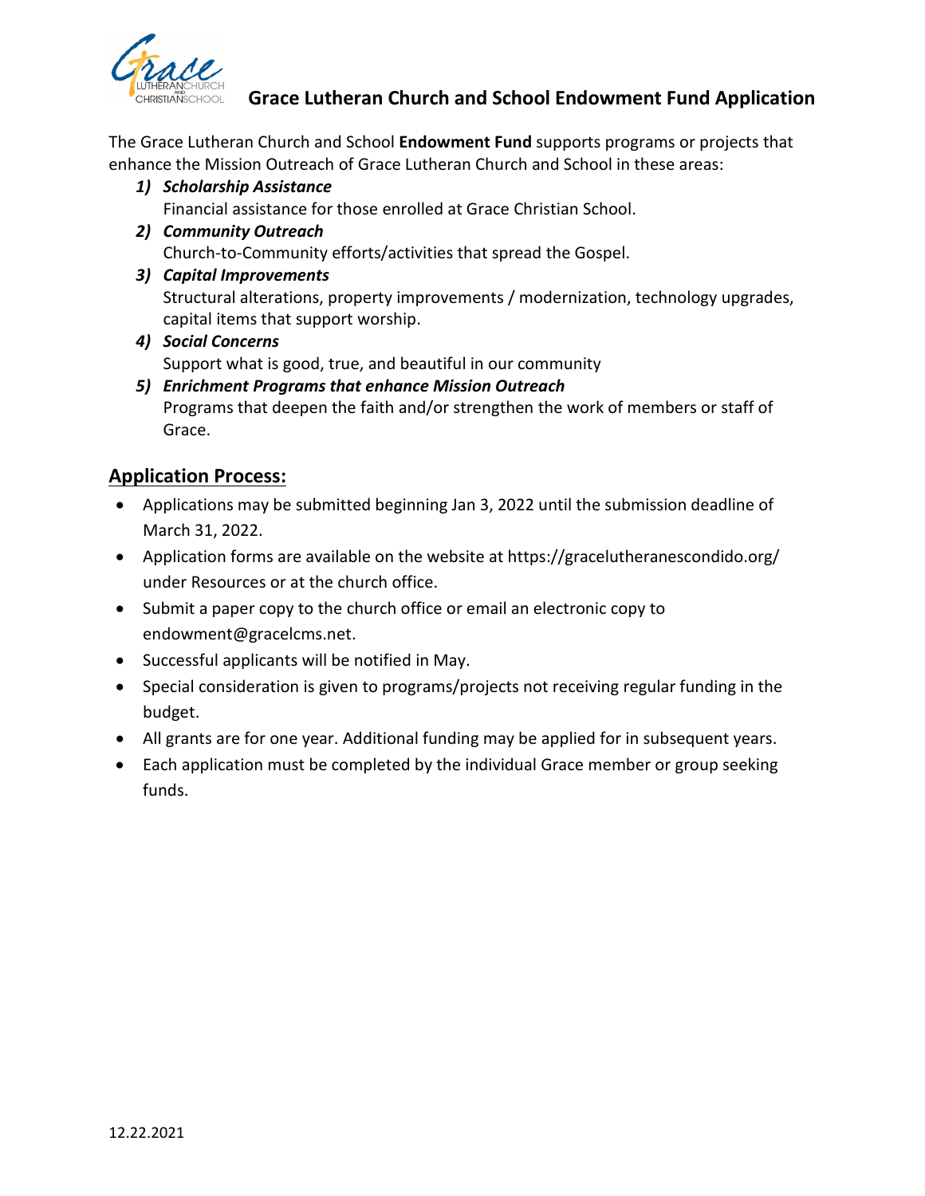# Grace Lutheran Church and School Endowment Fund Application

The Grace Lutheran Church and School **Endowment Fund** supports programs or projects that enhance the Mission Outreach of Grace Lutheran Church and School in these areas:

1) ***Scholarship Assistance***
   Financial assistance for those enrolled at Grace Christian School.
2) ***Community Outreach***
   Church-to-Community efforts/activities that spread the Gospel.
3) ***Capital Improvements***
   Structural alterations, property improvements / modernization, technology upgrades, capital items that support worship.
4) ***Social Concerns***
   Support what is good, true, and beautiful in our community
5) ***Enrichment Programs that enhance Mission Outreach***
   Programs that deepen the faith and/or strengthen the work of members or staff of Grace.

## Application Process:

- Applications may be submitted beginning Jan 3, 2022 until the submission deadline of March 31, 2022.
- Application forms are available on the website at https://gracelutheranescondido.org/ under Resources or at the church office.
- Submit a paper copy to the church office or email an electronic copy to endowment@gracelcms.net.
- Successful applicants will be notified in May.
- Special consideration is given to programs/projects not receiving regular funding in the budget.
- All grants are for one year. Additional funding may be applied for in subsequent years.
- Each application must be completed by the individual Grace member or group seeking funds.

12.22.2021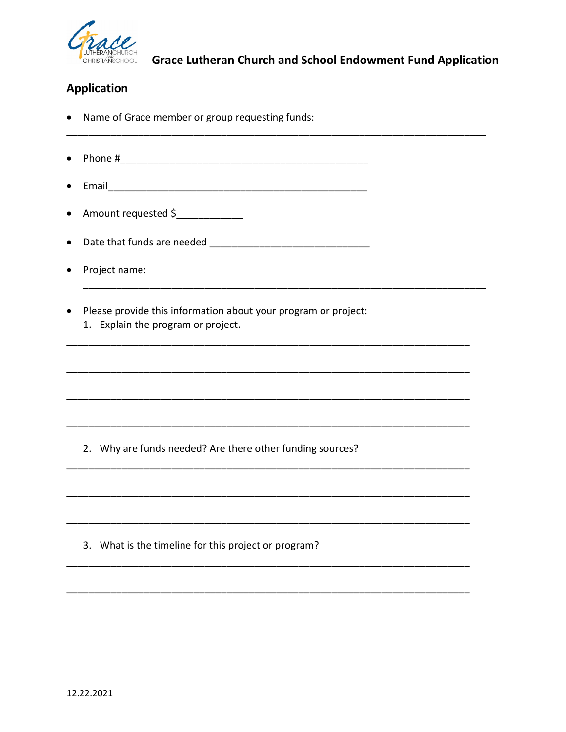# Grace Lutheran Church and School Endowment Fund Application

## Application

- Name of Grace member or group requesting funds:

  ______________________________________________________________________________

- Phone #____________________________________________

- Email______________________________________________

- Amount requested $___________

- Date that funds are needed _____________________________

- Project name:

  ______________________________________________________________________________

- Please provide this information about your program or project:
  1. Explain the program or project.

     ___________________________________________________________________________

     ___________________________________________________________________________

     ___________________________________________________________________________

     ___________________________________________________________________________

  2. Why are funds needed? Are there other funding sources?

     ___________________________________________________________________________

     ___________________________________________________________________________

     ___________________________________________________________________________

  3. What is the timeline for this project or program?

     ___________________________________________________________________________

     ___________________________________________________________________________

12.22.2021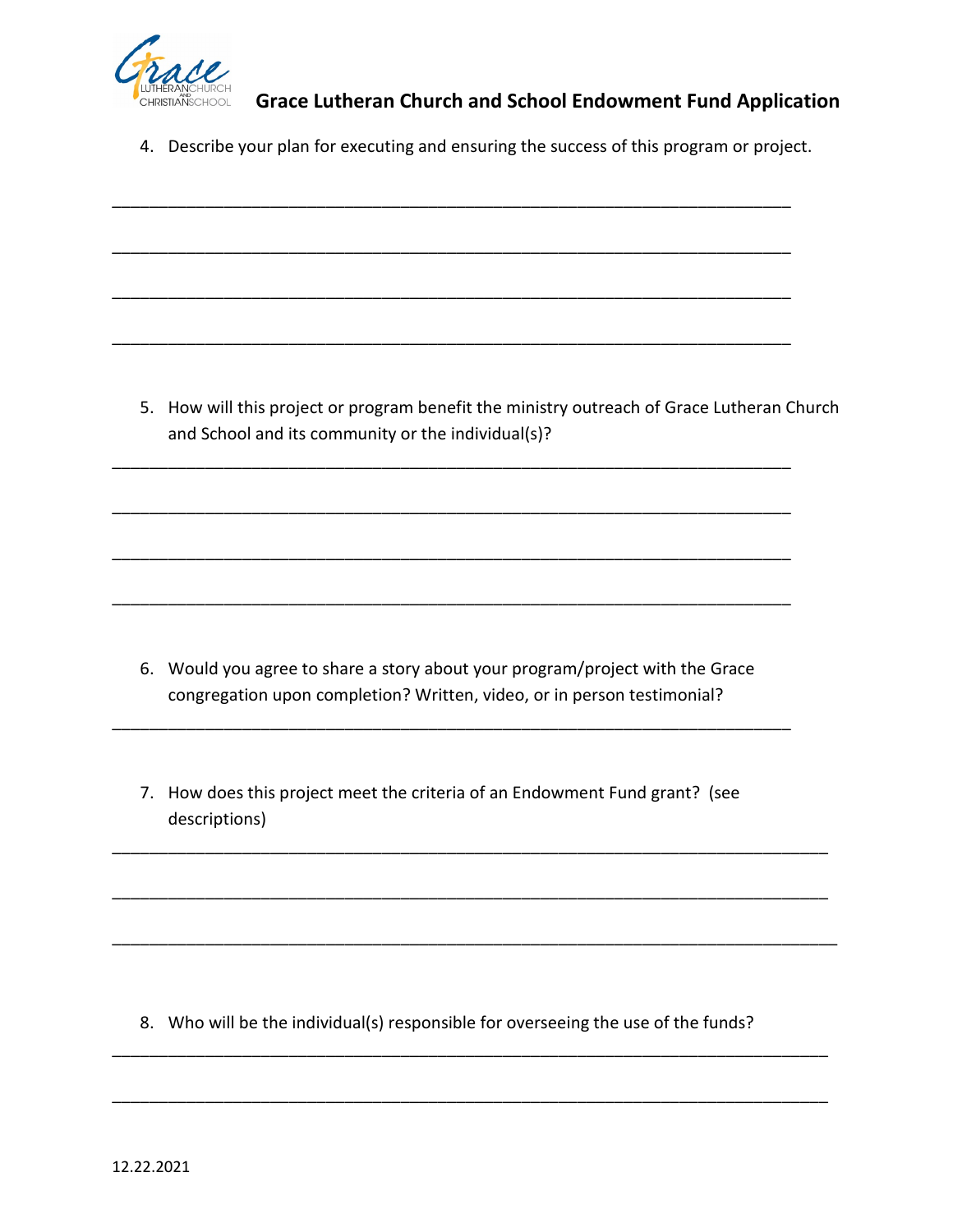# Grace Lutheran Church and School Endowment Fund Application

4. Describe your plan for executing and ensuring the success of this program or project.

_______________________________________________________________________

_______________________________________________________________________

_______________________________________________________________________

_______________________________________________________________________

5. How will this project or program benefit the ministry outreach of Grace Lutheran Church and School and its community or the individual(s)?

_______________________________________________________________________

_______________________________________________________________________

_______________________________________________________________________

_______________________________________________________________________

6. Would you agree to share a story about your program/project with the Grace congregation upon completion? Written, video, or in person testimonial?

_______________________________________________________________________

7. How does this project meet the criteria of an Endowment Fund grant? (see descriptions)

_______________________________________________________________________

_______________________________________________________________________

_______________________________________________________________________

8. Who will be the individual(s) responsible for overseeing the use of the funds?

_______________________________________________________________________

_______________________________________________________________________

12.22.2021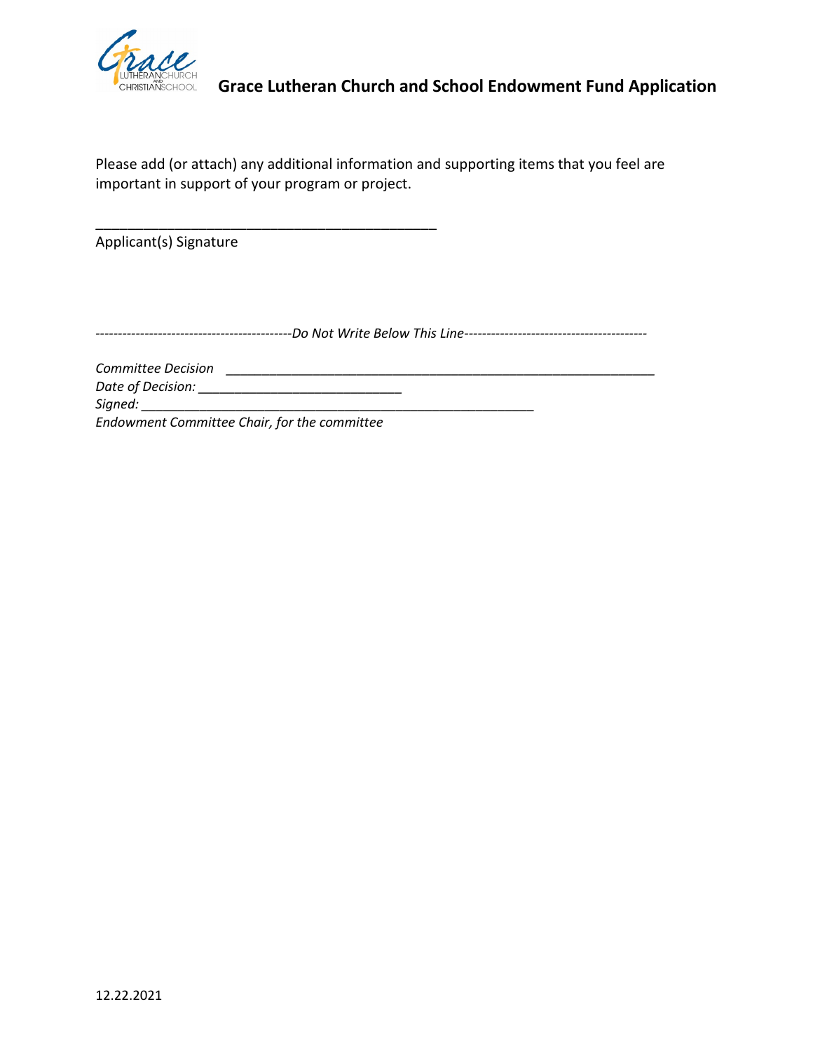**Grace Lutheran Church and School Endowment Fund Application**

Please add (or attach) any additional information and supporting items that you feel are important in support of your program or project.

_____________________________________________
Applicant(s) Signature

-------------------------------------------*Do Not Write Below This Line*----------------------------------------

*Committee Decision* ________________________________________________________

*Date of Decision:* ___________________________

*Signed:* ____________________________________________________

*Endowment Committee Chair, for the committee*

12.22.2021